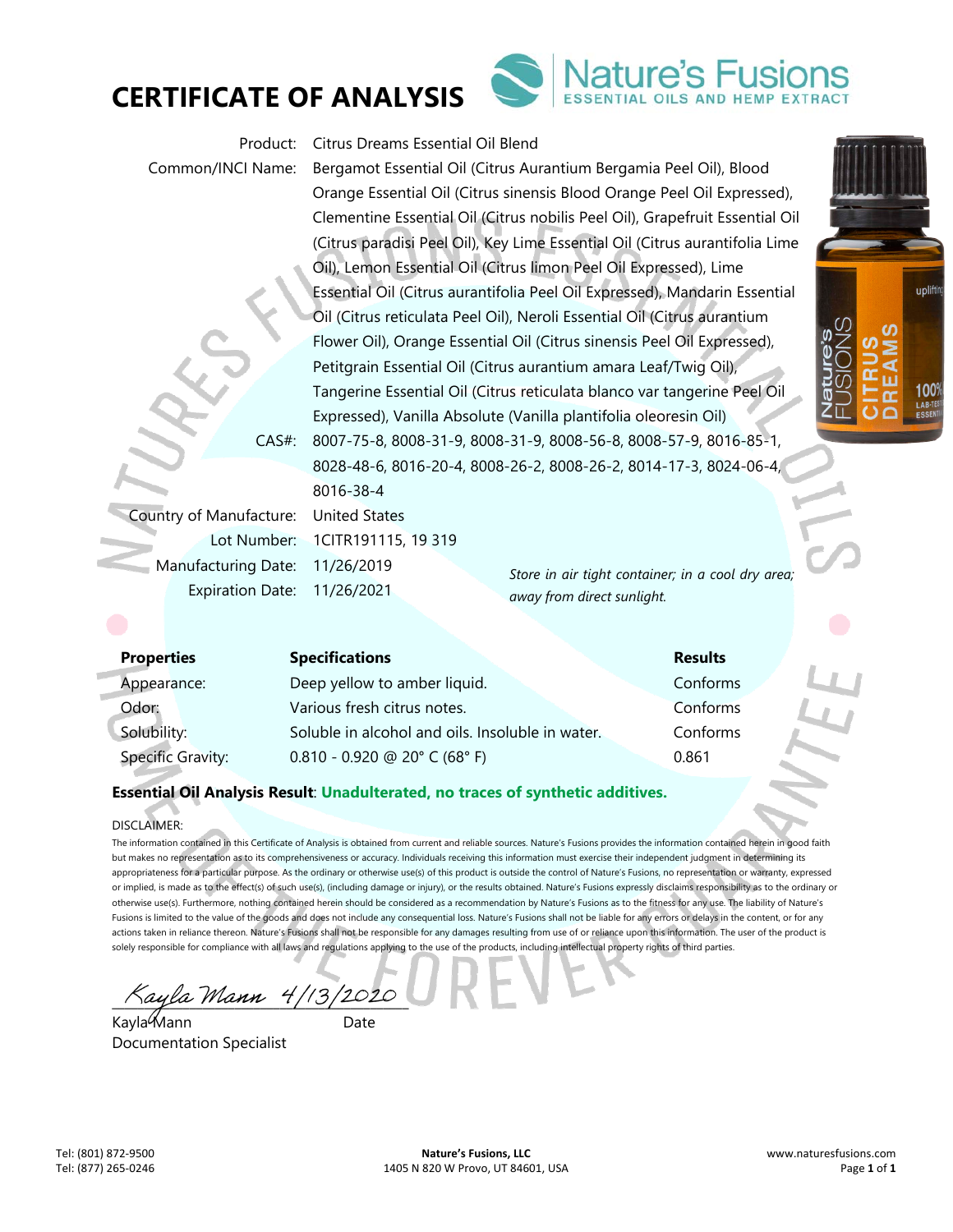# CERTIFICATE OF ANALYSIS

Nature's Fusions
ESSENTIAL OILS AND HEMP EXTRACT

| | |
|---|---|
| Product: | Citrus Dreams Essential Oil Blend |
| Common/INCI Name: | Bergamot Essential Oil (Citrus Aurantium Bergamia Peel Oil), Blood Orange Essential Oil (Citrus sinensis Blood Orange Peel Oil Expressed), Clementine Essential Oil (Citrus nobilis Peel Oil), Grapefruit Essential Oil (Citrus paradisi Peel Oil), Key Lime Essential Oil (Citrus aurantifolia Lime Oil), Lemon Essential Oil (Citrus limon Peel Oil Expressed), Lime Essential Oil (Citrus aurantifolia Peel Oil Expressed), Mandarin Essential Oil (Citrus reticulata Peel Oil), Neroli Essential Oil (Citrus aurantium Flower Oil), Orange Essential Oil (Citrus sinensis Peel Oil Expressed), Petitgrain Essential Oil (Citrus aurantium amara Leaf/Twig Oil), Tangerine Essential Oil (Citrus reticulata blanco var tangerine Peel Oil Expressed), Vanilla Absolute (Vanilla plantifolia oleoresin Oil) |
| CAS#: | 8007-75-8, 8008-31-9, 8008-31-9, 8008-56-8, 8008-57-9, 8016-85-1, 8028-48-6, 8016-20-4, 8008-26-2, 8008-26-2, 8014-17-3, 8024-06-4, 8016-38-4 |
| Country of Manufacture: | United States |
| Lot Number: | 1CITR191115, 19 319 |
| Manufacturing Date: | 11/26/2019 |
| Expiration Date: | 11/26/2021 |

*Store in air tight container; in a cool dry area; away from direct sunlight.*

| Properties | Specifications | Results |
|---|---|---|
| Appearance: | Deep yellow to amber liquid. | Conforms |
| Odor: | Various fresh citrus notes. | Conforms |
| Solubility: | Soluble in alcohol and oils. Insoluble in water. | Conforms |
| Specific Gravity: | 0.810 - 0.920 @ 20° C (68° F) | 0.861 |

**Essential Oil Analysis Result**: **Unadulterated, no traces of synthetic additives.**

DISCLAIMER:

The information contained in this Certificate of Analysis is obtained from current and reliable sources. Nature's Fusions provides the information contained herein in good faith but makes no representation as to its comprehensiveness or accuracy. Individuals receiving this information must exercise their independent judgment in determining its appropriateness for a particular purpose. As the ordinary or otherwise use(s) of this product is outside the control of Nature's Fusions, no representation or warranty, expressed or implied, is made as to the effect(s) of such use(s), (including damage or injury), or the results obtained. Nature's Fusions expressly disclaims responsibility as to the ordinary or otherwise use(s). Furthermore, nothing contained herein should be considered as a recommendation by Nature's Fusions as to the fitness for any use. The liability of Nature's Fusions is limited to the value of the goods and does not include any consequential loss. Nature's Fusions shall not be liable for any errors or delays in the content, or for any actions taken in reliance thereon. Nature's Fusions shall not be responsible for any damages resulting from use of or reliance upon this information. The user of the product is solely responsible for compliance with all laws and regulations applying to the use of the products, including intellectual property rights of third parties.

Kayla Mann 4/13/2020

Kayla Mann — Date
Documentation Specialist

Tel: (801) 872-9500
Tel: (877) 265-0246

**Nature's Fusions, LLC**
1405 N 820 W Provo, UT 84601, USA

www.naturesfusions.com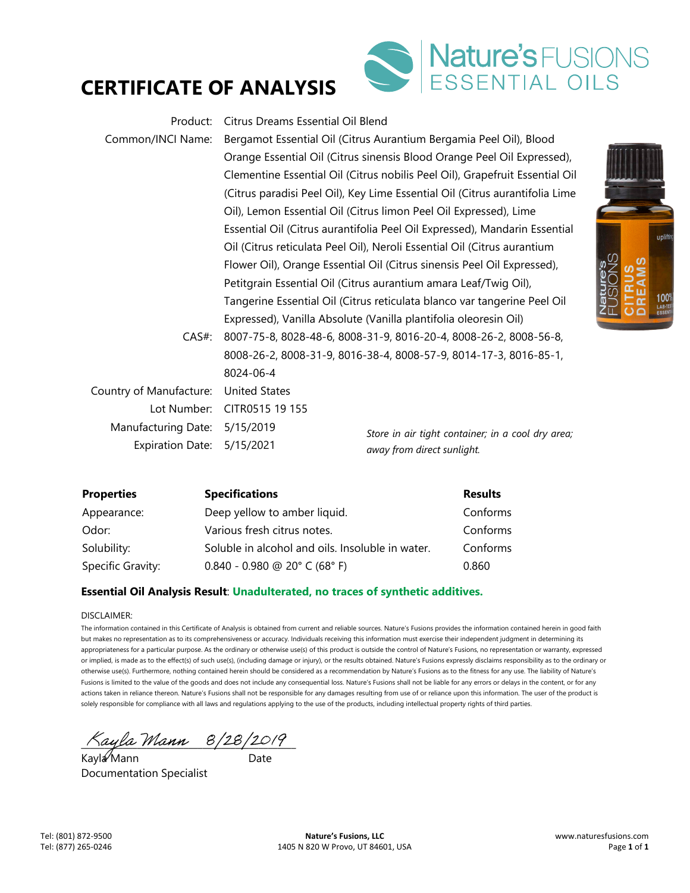# CERTIFICATE OF ANALYSIS

Nature's FUSIONS ESSENTIAL OILS

| | |
|---|---|
| Product: | Citrus Dreams Essential Oil Blend |
| Common/INCI Name: | Bergamot Essential Oil (Citrus Aurantium Bergamia Peel Oil), Blood Orange Essential Oil (Citrus sinensis Blood Orange Peel Oil Expressed), Clementine Essential Oil (Citrus nobilis Peel Oil), Grapefruit Essential Oil (Citrus paradisi Peel Oil), Key Lime Essential Oil (Citrus aurantifolia Lime Oil), Lemon Essential Oil (Citrus limon Peel Oil Expressed), Lime Essential Oil (Citrus aurantifolia Peel Oil Expressed), Mandarin Essential Oil (Citrus reticulata Peel Oil), Neroli Essential Oil (Citrus aurantium Flower Oil), Orange Essential Oil (Citrus sinensis Peel Oil Expressed), Petitgrain Essential Oil (Citrus aurantium amara Leaf/Twig Oil), Tangerine Essential Oil (Citrus reticulata blanco var tangerine Peel Oil Expressed), Vanilla Absolute (Vanilla plantifolia oleoresin Oil) |
| CAS#: | 8007-75-8, 8028-48-6, 8008-31-9, 8016-20-4, 8008-26-2, 8008-56-8, 8008-26-2, 8008-31-9, 8016-38-4, 8008-57-9, 8014-17-3, 8016-85-1, 8024-06-4 |
| Country of Manufacture: | United States |
| Lot Number: | CITR0515 19 155 |
| Manufacturing Date: | 5/15/2019 |
| Expiration Date: | 5/15/2021 |

*Store in air tight container; in a cool dry area; away from direct sunlight.*

| Properties | Specifications | Results |
|---|---|---|
| Appearance: | Deep yellow to amber liquid. | Conforms |
| Odor: | Various fresh citrus notes. | Conforms |
| Solubility: | Soluble in alcohol and oils. Insoluble in water. | Conforms |
| Specific Gravity: | 0.840 - 0.980 @ 20° C (68° F) | 0.860 |

**Essential Oil Analysis Result**: **Unadulterated, no traces of synthetic additives.**

DISCLAIMER:

The information contained in this Certificate of Analysis is obtained from current and reliable sources. Nature's Fusions provides the information contained herein in good faith but makes no representation as to its comprehensiveness or accuracy. Individuals receiving this information must exercise their independent judgment in determining its appropriateness for a particular purpose. As the ordinary or otherwise use(s) of this product is outside the control of Nature's Fusions, no representation or warranty, expressed or implied, is made as to the effect(s) of such use(s), (including damage or injury), or the results obtained. Nature's Fusions expressly disclaims responsibility as to the ordinary or otherwise use(s). Furthermore, nothing contained herein should be considered as a recommendation by Nature's Fusions as to the fitness for any use. The liability of Nature's Fusions is limited to the value of the goods and does not include any consequential loss. Nature's Fusions shall not be liable for any errors or delays in the content, or for any actions taken in reliance thereon. Nature's Fusions shall not be responsible for any damages resulting from use of or reliance upon this information. The user of the product is solely responsible for compliance with all laws and regulations applying to the use of the products, including intellectual property rights of third parties.

Kayla Mann 8/28/2019

Kayla Mann — Date

Documentation Specialist

Tel: (801) 872-9500
Tel: (877) 265-0246

**Nature's Fusions, LLC**
1405 N 820 W Provo, UT 84601, USA

www.naturesfusions.com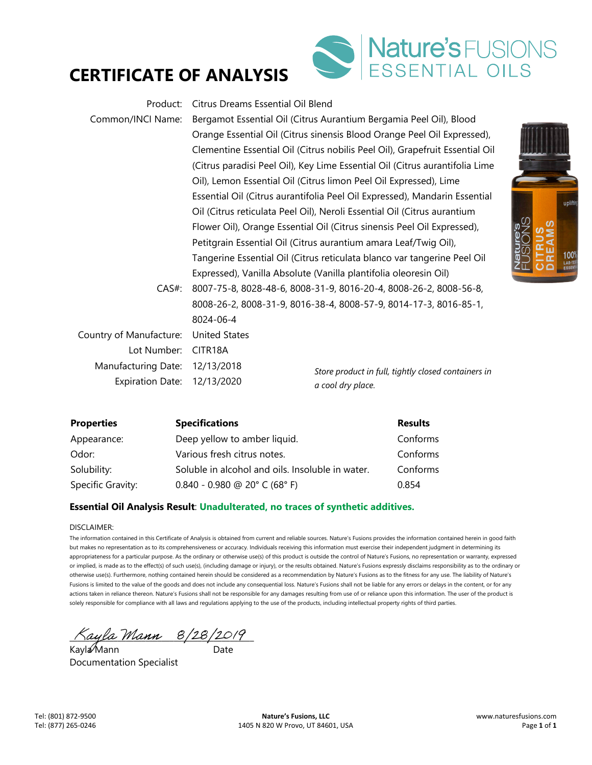# CERTIFICATE OF ANALYSIS

Nature's FUSIONS ESSENTIAL OILS

| | |
|---|---|
| Product: | Citrus Dreams Essential Oil Blend |
| Common/INCI Name: | Bergamot Essential Oil (Citrus Aurantium Bergamia Peel Oil), Blood Orange Essential Oil (Citrus sinensis Blood Orange Peel Oil Expressed), Clementine Essential Oil (Citrus nobilis Peel Oil), Grapefruit Essential Oil (Citrus paradisi Peel Oil), Key Lime Essential Oil (Citrus aurantifolia Lime Oil), Lemon Essential Oil (Citrus limon Peel Oil Expressed), Lime Essential Oil (Citrus aurantifolia Peel Oil Expressed), Mandarin Essential Oil (Citrus reticulata Peel Oil), Neroli Essential Oil (Citrus aurantium Flower Oil), Orange Essential Oil (Citrus sinensis Peel Oil Expressed), Petitgrain Essential Oil (Citrus aurantium amara Leaf/Twig Oil), Tangerine Essential Oil (Citrus reticulata blanco var tangerine Peel Oil Expressed), Vanilla Absolute (Vanilla plantifolia oleoresin Oil) |
| CAS#: | 8007-75-8, 8028-48-6, 8008-31-9, 8016-20-4, 8008-26-2, 8008-56-8, 8008-26-2, 8008-31-9, 8016-38-4, 8008-57-9, 8014-17-3, 8016-85-1, 8024-06-4 |
| Country of Manufacture: | United States |
| Lot Number: | CITR18A |
| Manufacturing Date: | 12/13/2018 |
| Expiration Date: | 12/13/2020 |

*Store product in full, tightly closed containers in a cool dry place.*

| Properties | Specifications | Results |
|---|---|---|
| Appearance: | Deep yellow to amber liquid. | Conforms |
| Odor: | Various fresh citrus notes. | Conforms |
| Solubility: | Soluble in alcohol and oils. Insoluble in water. | Conforms |
| Specific Gravity: | 0.840 - 0.980 @ 20° C (68° F) | 0.854 |

**Essential Oil Analysis Result**: **Unadulterated, no traces of synthetic additives.**

DISCLAIMER:

The information contained in this Certificate of Analysis is obtained from current and reliable sources. Nature's Fusions provides the information contained herein in good faith but makes no representation as to its comprehensiveness or accuracy. Individuals receiving this information must exercise their independent judgment in determining its appropriateness for a particular purpose. As the ordinary or otherwise use(s) of this product is outside the control of Nature's Fusions, no representation or warranty, expressed or implied, is made as to the effect(s) of such use(s), (including damage or injury), or the results obtained. Nature's Fusions expressly disclaims responsibility as to the ordinary or otherwise use(s). Furthermore, nothing contained herein should be considered as a recommendation by Nature's Fusions as to the fitness for any use. The liability of Nature's Fusions is limited to the value of the goods and does not include any consequential loss. Nature's Fusions shall not be liable for any errors or delays in the content, or for any actions taken in reliance thereon. Nature's Fusions shall not be responsible for any damages resulting from use of or reliance upon this information. The user of the product is solely responsible for compliance with all laws and regulations applying to the use of the products, including intellectual property rights of third parties.

*Kayla Mann* 8/28/2019

Kayla Mann — Date

Documentation Specialist

Tel: (801) 872-9500
Tel: (877) 265-0246

**Nature's Fusions, LLC**
1405 N 820 W Provo, UT 84601, USA

www.naturesfusions.com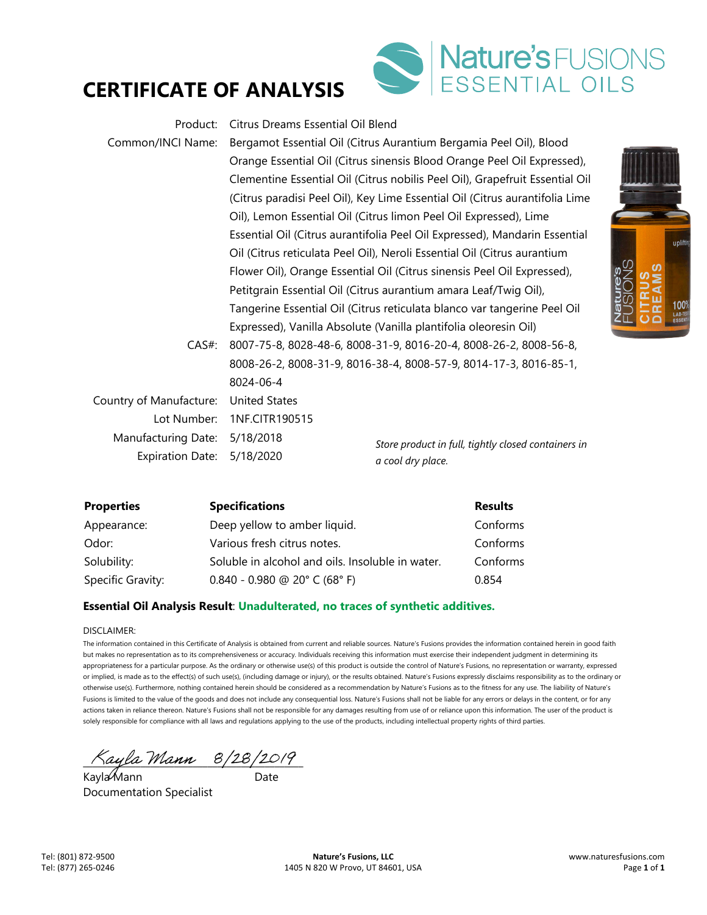# CERTIFICATE OF ANALYSIS

Nature's FUSIONS ESSENTIAL OILS

| | |
|---|---|
| Product: | Citrus Dreams Essential Oil Blend |
| Common/INCI Name: | Bergamot Essential Oil (Citrus Aurantium Bergamia Peel Oil), Blood Orange Essential Oil (Citrus sinensis Blood Orange Peel Oil Expressed), Clementine Essential Oil (Citrus nobilis Peel Oil), Grapefruit Essential Oil (Citrus paradisi Peel Oil), Key Lime Essential Oil (Citrus aurantifolia Lime Oil), Lemon Essential Oil (Citrus limon Peel Oil Expressed), Lime Essential Oil (Citrus aurantifolia Peel Oil Expressed), Mandarin Essential Oil (Citrus reticulata Peel Oil), Neroli Essential Oil (Citrus aurantium Flower Oil), Orange Essential Oil (Citrus sinensis Peel Oil Expressed), Petitgrain Essential Oil (Citrus aurantium amara Leaf/Twig Oil), Tangerine Essential Oil (Citrus reticulata blanco var tangerine Peel Oil Expressed), Vanilla Absolute (Vanilla plantifolia oleoresin Oil) |
| CAS#: | 8007-75-8, 8028-48-6, 8008-31-9, 8016-20-4, 8008-26-2, 8008-56-8, 8008-26-2, 8008-31-9, 8016-38-4, 8008-57-9, 8014-17-3, 8016-85-1, 8024-06-4 |
| Country of Manufacture: | United States |
| Lot Number: | 1NF.CITR190515 |
| Manufacturing Date: | 5/18/2018 |
| Expiration Date: | 5/18/2020 |

*Store product in full, tightly closed containers in a cool dry place.*

| Properties | Specifications | Results |
|---|---|---|
| Appearance: | Deep yellow to amber liquid. | Conforms |
| Odor: | Various fresh citrus notes. | Conforms |
| Solubility: | Soluble in alcohol and oils. Insoluble in water. | Conforms |
| Specific Gravity: | 0.840 - 0.980 @ 20° C (68° F) | 0.854 |

**Essential Oil Analysis Result**: **Unadulterated, no traces of synthetic additives.**

DISCLAIMER:

The information contained in this Certificate of Analysis is obtained from current and reliable sources. Nature's Fusions provides the information contained herein in good faith but makes no representation as to its comprehensiveness or accuracy. Individuals receiving this information must exercise their independent judgment in determining its appropriateness for a particular purpose. As the ordinary or otherwise use(s) of this product is outside the control of Nature's Fusions, no representation or warranty, expressed or implied, is made as to the effect(s) of such use(s), (including damage or injury), or the results obtained. Nature's Fusions expressly disclaims responsibility as to the ordinary or otherwise use(s). Furthermore, nothing contained herein should be considered as a recommendation by Nature's Fusions as to the fitness for any use. The liability of Nature's Fusions is limited to the value of the goods and does not include any consequential loss. Nature's Fusions shall not be liable for any errors or delays in the content, or for any actions taken in reliance thereon. Nature's Fusions shall not be responsible for any damages resulting from use of or reliance upon this information. The user of the product is solely responsible for compliance with all laws and regulations applying to the use of the products, including intellectual property rights of third parties.

Kayla Mann 8/28/2019

Kayla Mann — Date
Documentation Specialist

Tel: (801) 872-9500
Tel: (877) 265-0246

**Nature's Fusions, LLC**
1405 N 820 W Provo, UT 84601, USA

www.naturesfusions.com